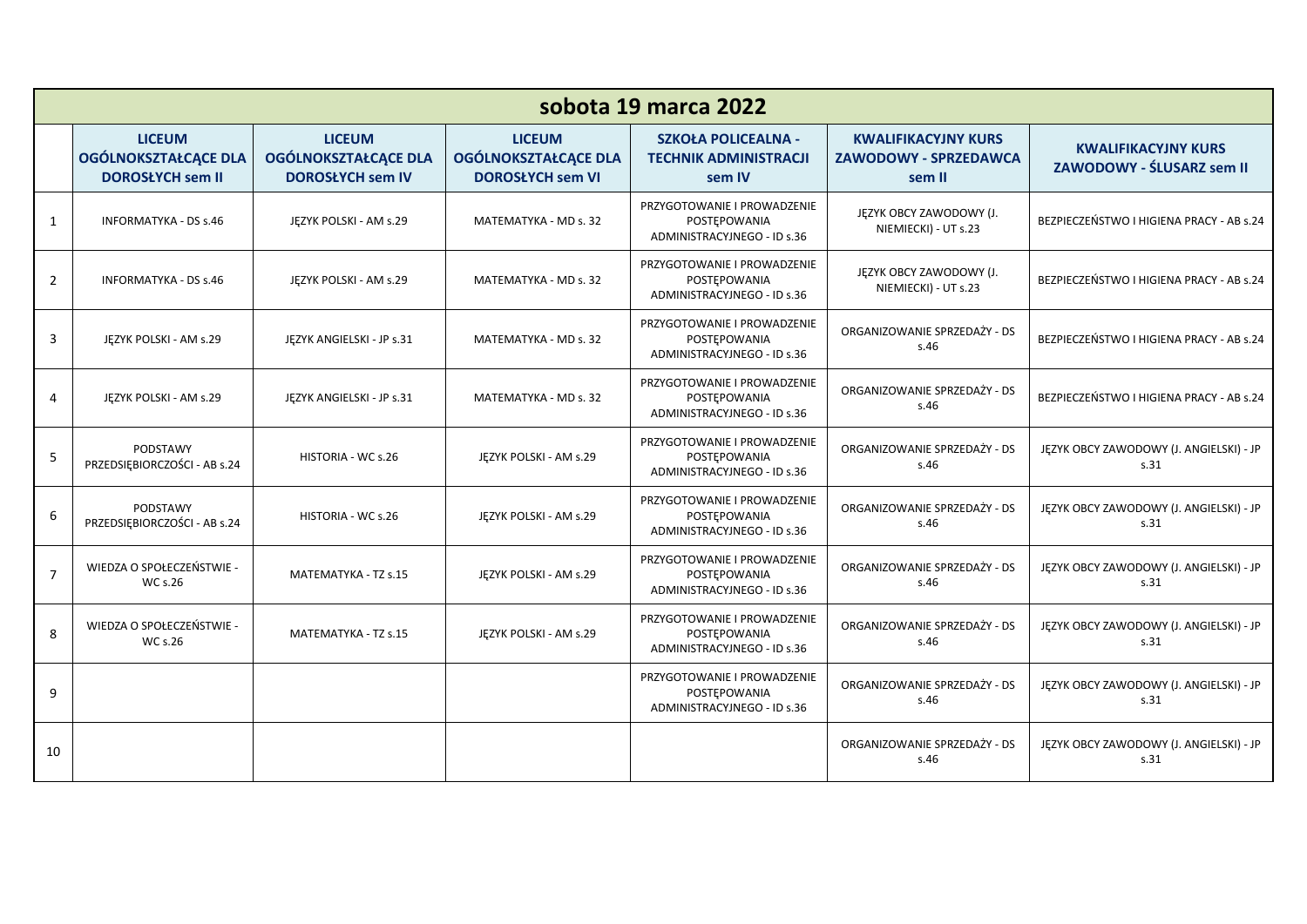| sobota 19 marca 2022 | | | | | | |
|---|---|---|---|---|---|---|
| | **LICEUM OGÓLNOKSZTAŁCĄCE DLA DOROSŁYCH sem II** | **LICEUM OGÓLNOKSZTAŁCĄCE DLA DOROSŁYCH sem IV** | **LICEUM OGÓLNOKSZTAŁCĄCE DLA DOROSŁYCH sem VI** | **SZKOŁA POLICEALNA - TECHNIK ADMINISTRACJI sem IV** | **KWALIFIKACYJNY KURS ZAWODOWY - SPRZEDAWCA sem II** | **KWALIFIKACYJNY KURS ZAWODOWY - ŚLUSARZ sem II** |
| 1 | INFORMATYKA - DS s.46 | JĘZYK POLSKI - AM s.29 | MATEMATYKA - MD s. 32 | PRZYGOTOWANIE I PROWADZENIE POSTĘPOWANIA ADMINISTRACYJNEGO - ID s.36 | JĘZYK OBCY ZAWODOWY (J. NIEMIECKI) - UT s.23 | BEZPIECZEŃSTWO I HIGIENA PRACY - AB s.24 |
| 2 | INFORMATYKA - DS s.46 | JĘZYK POLSKI - AM s.29 | MATEMATYKA - MD s. 32 | PRZYGOTOWANIE I PROWADZENIE POSTĘPOWANIA ADMINISTRACYJNEGO - ID s.36 | JĘZYK OBCY ZAWODOWY (J. NIEMIECKI) - UT s.23 | BEZPIECZEŃSTWO I HIGIENA PRACY - AB s.24 |
| 3 | JĘZYK POLSKI - AM s.29 | JĘZYK ANGIELSKI - JP s.31 | MATEMATYKA - MD s. 32 | PRZYGOTOWANIE I PROWADZENIE POSTĘPOWANIA ADMINISTRACYJNEGO - ID s.36 | ORGANIZOWANIE SPRZEDAŻY - DS s.46 | BEZPIECZEŃSTWO I HIGIENA PRACY - AB s.24 |
| 4 | JĘZYK POLSKI - AM s.29 | JĘZYK ANGIELSKI - JP s.31 | MATEMATYKA - MD s. 32 | PRZYGOTOWANIE I PROWADZENIE POSTĘPOWANIA ADMINISTRACYJNEGO - ID s.36 | ORGANIZOWANIE SPRZEDAŻY - DS s.46 | BEZPIECZEŃSTWO I HIGIENA PRACY - AB s.24 |
| 5 | PODSTAWY PRZEDSIĘBIORCZOŚCI - AB s.24 | HISTORIA - WC s.26 | JĘZYK POLSKI - AM s.29 | PRZYGOTOWANIE I PROWADZENIE POSTĘPOWANIA ADMINISTRACYJNEGO - ID s.36 | ORGANIZOWANIE SPRZEDAŻY - DS s.46 | JĘZYK OBCY ZAWODOWY (J. ANGIELSKI) - JP s.31 |
| 6 | PODSTAWY PRZEDSIĘBIORCZOŚCI - AB s.24 | HISTORIA - WC s.26 | JĘZYK POLSKI - AM s.29 | PRZYGOTOWANIE I PROWADZENIE POSTĘPOWANIA ADMINISTRACYJNEGO - ID s.36 | ORGANIZOWANIE SPRZEDAŻY - DS s.46 | JĘZYK OBCY ZAWODOWY (J. ANGIELSKI) - JP s.31 |
| 7 | WIEDZA O SPOŁECZEŃSTWIE - WC s.26 | MATEMATYKA - TZ s.15 | JĘZYK POLSKI - AM s.29 | PRZYGOTOWANIE I PROWADZENIE POSTĘPOWANIA ADMINISTRACYJNEGO - ID s.36 | ORGANIZOWANIE SPRZEDAŻY - DS s.46 | JĘZYK OBCY ZAWODOWY (J. ANGIELSKI) - JP s.31 |
| 8 | WIEDZA O SPOŁECZEŃSTWIE - WC s.26 | MATEMATYKA - TZ s.15 | JĘZYK POLSKI - AM s.29 | PRZYGOTOWANIE I PROWADZENIE POSTĘPOWANIA ADMINISTRACYJNEGO - ID s.36 | ORGANIZOWANIE SPRZEDAŻY - DS s.46 | JĘZYK OBCY ZAWODOWY (J. ANGIELSKI) - JP s.31 |
| 9 | | | | PRZYGOTOWANIE I PROWADZENIE POSTĘPOWANIA ADMINISTRACYJNEGO - ID s.36 | ORGANIZOWANIE SPRZEDAŻY - DS s.46 | JĘZYK OBCY ZAWODOWY (J. ANGIELSKI) - JP s.31 |
| 10 | | | | | ORGANIZOWANIE SPRZEDAŻY - DS s.46 | JĘZYK OBCY ZAWODOWY (J. ANGIELSKI) - JP s.31 |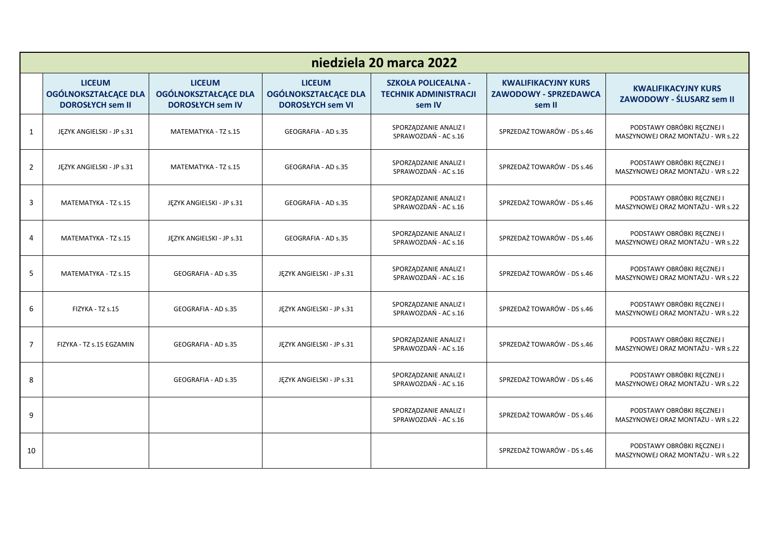| niedziela 20 marca 2022 | | | | | | |
|---|---|---|---|---|---|---|
| | **LICEUM OGÓLNOKSZTAŁCĄCE DLA DOROSŁYCH sem II** | **LICEUM OGÓLNOKSZTAŁCĄCE DLA DOROSŁYCH sem IV** | **LICEUM OGÓLNOKSZTAŁCĄCE DLA DOROSŁYCH sem VI** | **SZKOŁA POLICEALNA - TECHNIK ADMINISTRACJI sem IV** | **KWALIFIKACYJNY KURS ZAWODOWY - SPRZEDAWCA sem II** | **KWALIFIKACYJNY KURS ZAWODOWY - ŚLUSARZ sem II** |
| 1 | JĘZYK ANGIELSKI - JP s.31 | MATEMATYKA - TZ s.15 | GEOGRAFIA - AD s.35 | SPORZĄDZANIE ANALIZ I SPRAWOZDAŃ - AC s.16 | SPRZEDAŻ TOWARÓW - DS s.46 | PODSTAWY OBRÓBKI RĘCZNEJ I MASZYNOWEJ ORAZ MONTAŻU - WR s.22 |
| 2 | JĘZYK ANGIELSKI - JP s.31 | MATEMATYKA - TZ s.15 | GEOGRAFIA - AD s.35 | SPORZĄDZANIE ANALIZ I SPRAWOZDAŃ - AC s.16 | SPRZEDAŻ TOWARÓW - DS s.46 | PODSTAWY OBRÓBKI RĘCZNEJ I MASZYNOWEJ ORAZ MONTAŻU - WR s.22 |
| 3 | MATEMATYKA - TZ s.15 | JĘZYK ANGIELSKI - JP s.31 | GEOGRAFIA - AD s.35 | SPORZĄDZANIE ANALIZ I SPRAWOZDAŃ - AC s.16 | SPRZEDAŻ TOWARÓW - DS s.46 | PODSTAWY OBRÓBKI RĘCZNEJ I MASZYNOWEJ ORAZ MONTAŻU - WR s.22 |
| 4 | MATEMATYKA - TZ s.15 | JĘZYK ANGIELSKI - JP s.31 | GEOGRAFIA - AD s.35 | SPORZĄDZANIE ANALIZ I SPRAWOZDAŃ - AC s.16 | SPRZEDAŻ TOWARÓW - DS s.46 | PODSTAWY OBRÓBKI RĘCZNEJ I MASZYNOWEJ ORAZ MONTAŻU - WR s.22 |
| 5 | MATEMATYKA - TZ s.15 | GEOGRAFIA - AD s.35 | JĘZYK ANGIELSKI - JP s.31 | SPORZĄDZANIE ANALIZ I SPRAWOZDAŃ - AC s.16 | SPRZEDAŻ TOWARÓW - DS s.46 | PODSTAWY OBRÓBKI RĘCZNEJ I MASZYNOWEJ ORAZ MONTAŻU - WR s.22 |
| 6 | FIZYKA - TZ s.15 | GEOGRAFIA - AD s.35 | JĘZYK ANGIELSKI - JP s.31 | SPORZĄDZANIE ANALIZ I SPRAWOZDAŃ - AC s.16 | SPRZEDAŻ TOWARÓW - DS s.46 | PODSTAWY OBRÓBKI RĘCZNEJ I MASZYNOWEJ ORAZ MONTAŻU - WR s.22 |
| 7 | FIZYKA - TZ s.15 EGZAMIN | GEOGRAFIA - AD s.35 | JĘZYK ANGIELSKI - JP s.31 | SPORZĄDZANIE ANALIZ I SPRAWOZDAŃ - AC s.16 | SPRZEDAŻ TOWARÓW - DS s.46 | PODSTAWY OBRÓBKI RĘCZNEJ I MASZYNOWEJ ORAZ MONTAŻU - WR s.22 |
| 8 | | GEOGRAFIA - AD s.35 | JĘZYK ANGIELSKI - JP s.31 | SPORZĄDZANIE ANALIZ I SPRAWOZDAŃ - AC s.16 | SPRZEDAŻ TOWARÓW - DS s.46 | PODSTAWY OBRÓBKI RĘCZNEJ I MASZYNOWEJ ORAZ MONTAŻU - WR s.22 |
| 9 | | | | SPORZĄDZANIE ANALIZ I SPRAWOZDAŃ - AC s.16 | SPRZEDAŻ TOWARÓW - DS s.46 | PODSTAWY OBRÓBKI RĘCZNEJ I MASZYNOWEJ ORAZ MONTAŻU - WR s.22 |
| 10 | | | | | SPRZEDAŻ TOWARÓW - DS s.46 | PODSTAWY OBRÓBKI RĘCZNEJ I MASZYNOWEJ ORAZ MONTAŻU - WR s.22 |